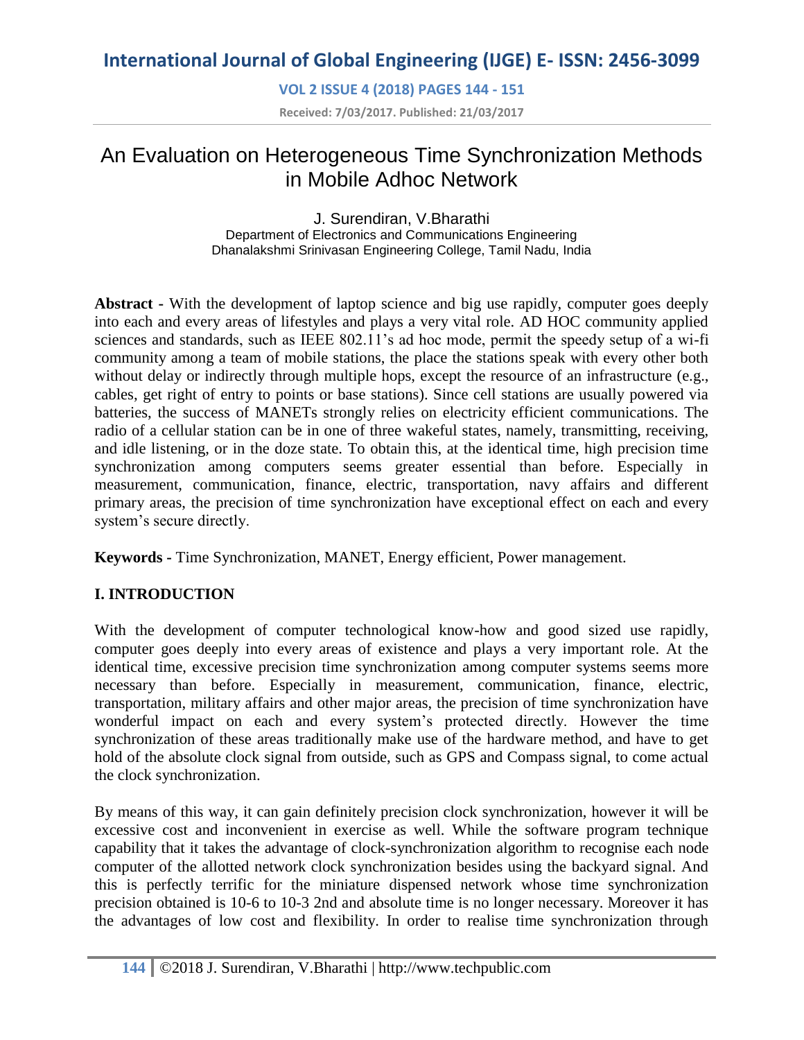# An Evaluation on Heterogeneous Time Synchronization Methods in Mobile Adhoc Network

J. Surendiran, V.Bharathi
Department of Electronics and Communications Engineering
Dhanalakshmi Srinivasan Engineering College, Tamil Nadu, India

**Abstract -** With the development of laptop science and big use rapidly, computer goes deeply into each and every areas of lifestyles and plays a very vital role. AD HOC community applied sciences and standards, such as IEEE 802.11's ad hoc mode, permit the speedy setup of a wi-fi community among a team of mobile stations, the place the stations speak with every other both without delay or indirectly through multiple hops, except the resource of an infrastructure (e.g., cables, get right of entry to points or base stations). Since cell stations are usually powered via batteries, the success of MANETs strongly relies on electricity efficient communications. The radio of a cellular station can be in one of three wakeful states, namely, transmitting, receiving, and idle listening, or in the doze state. To obtain this, at the identical time, high precision time synchronization among computers seems greater essential than before. Especially in measurement, communication, finance, electric, transportation, navy affairs and different primary areas, the precision of time synchronization have exceptional effect on each and every system's secure directly.

**Keywords -** Time Synchronization, MANET, Energy efficient, Power management.

## I. INTRODUCTION

With the development of computer technological know-how and good sized use rapidly, computer goes deeply into every areas of existence and plays a very important role. At the identical time, excessive precision time synchronization among computer systems seems more necessary than before. Especially in measurement, communication, finance, electric, transportation, military affairs and other major areas, the precision of time synchronization have wonderful impact on each and every system's protected directly. However the time synchronization of these areas traditionally make use of the hardware method, and have to get hold of the absolute clock signal from outside, such as GPS and Compass signal, to come actual the clock synchronization.

By means of this way, it can gain definitely precision clock synchronization, however it will be excessive cost and inconvenient in exercise as well. While the software program technique capability that it takes the advantage of clock-synchronization algorithm to recognise each node computer of the allotted network clock synchronization besides using the backyard signal. And this is perfectly terrific for the miniature dispensed network whose time synchronization precision obtained is 10-6 to 10-3 2nd and absolute time is no longer necessary. Moreover it has the advantages of low cost and flexibility. In order to realise time synchronization through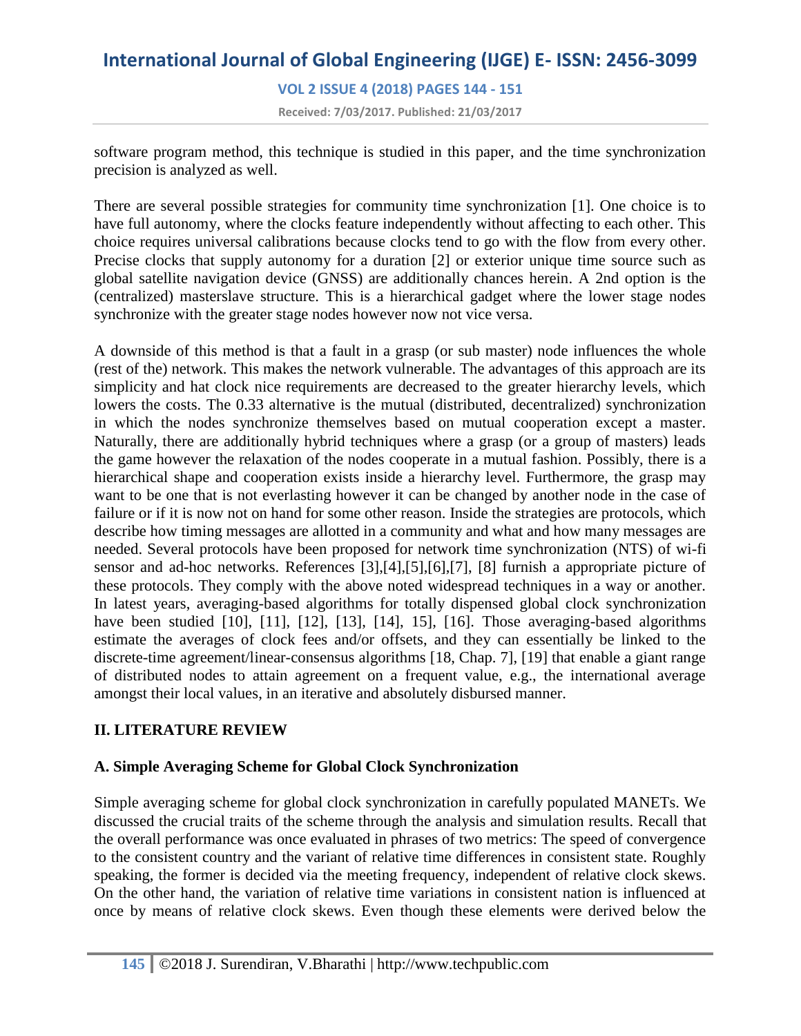software program method, this technique is studied in this paper, and the time synchronization precision is analyzed as well.

There are several possible strategies for community time synchronization [1]. One choice is to have full autonomy, where the clocks feature independently without affecting to each other. This choice requires universal calibrations because clocks tend to go with the flow from every other. Precise clocks that supply autonomy for a duration [2] or exterior unique time source such as global satellite navigation device (GNSS) are additionally chances herein. A 2nd option is the (centralized) masterslave structure. This is a hierarchical gadget where the lower stage nodes synchronize with the greater stage nodes however now not vice versa.

A downside of this method is that a fault in a grasp (or sub master) node influences the whole (rest of the) network. This makes the network vulnerable. The advantages of this approach are its simplicity and hat clock nice requirements are decreased to the greater hierarchy levels, which lowers the costs. The 0.33 alternative is the mutual (distributed, decentralized) synchronization in which the nodes synchronize themselves based on mutual cooperation except a master. Naturally, there are additionally hybrid techniques where a grasp (or a group of masters) leads the game however the relaxation of the nodes cooperate in a mutual fashion. Possibly, there is a hierarchical shape and cooperation exists inside a hierarchy level. Furthermore, the grasp may want to be one that is not everlasting however it can be changed by another node in the case of failure or if it is now not on hand for some other reason. Inside the strategies are protocols, which describe how timing messages are allotted in a community and what and how many messages are needed. Several protocols have been proposed for network time synchronization (NTS) of wi-fi sensor and ad-hoc networks. References [3],[4],[5],[6],[7], [8] furnish a appropriate picture of these protocols. They comply with the above noted widespread techniques in a way or another. In latest years, averaging-based algorithms for totally dispensed global clock synchronization have been studied [10], [11], [12], [13], [14], 15], [16]. Those averaging-based algorithms estimate the averages of clock fees and/or offsets, and they can essentially be linked to the discrete-time agreement/linear-consensus algorithms [18, Chap. 7], [19] that enable a giant range of distributed nodes to attain agreement on a frequent value, e.g., the international average amongst their local values, in an iterative and absolutely disbursed manner.

## II. LITERATURE REVIEW

### A. Simple Averaging Scheme for Global Clock Synchronization

Simple averaging scheme for global clock synchronization in carefully populated MANETs. We discussed the crucial traits of the scheme through the analysis and simulation results. Recall that the overall performance was once evaluated in phrases of two metrics: The speed of convergence to the consistent country and the variant of relative time differences in consistent state. Roughly speaking, the former is decided via the meeting frequency, independent of relative clock skews. On the other hand, the variation of relative time variations in consistent nation is influenced at once by means of relative clock skews. Even though these elements were derived below the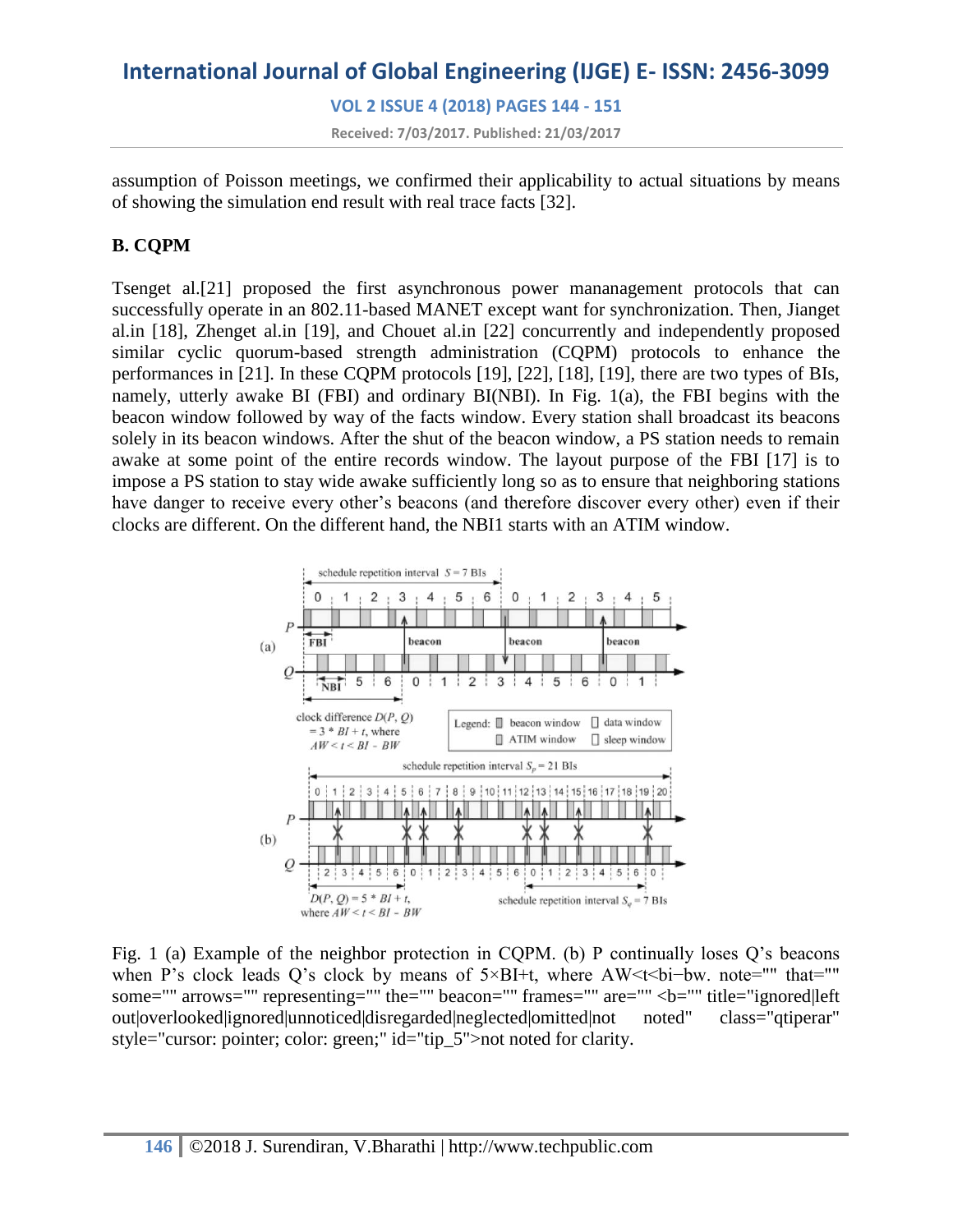assumption of Poisson meetings, we confirmed their applicability to actual situations by means of showing the simulation end result with real trace facts [32].

### B. CQPM

Tsenget al.[21] proposed the first asynchronous power mananagement protocols that can successfully operate in an 802.11-based MANET except want for synchronization. Then, Jianget al.in [18], Zhenget al.in [19], and Chouet al.in [22] concurrently and independently proposed similar cyclic quorum-based strength administration (CQPM) protocols to enhance the performances in [21]. In these CQPM protocols [19], [22], [18], [19], there are two types of BIs, namely, utterly awake BI (FBI) and ordinary BI(NBI). In Fig. 1(a), the FBI begins with the beacon window followed by way of the facts window. Every station shall broadcast its beacons solely in its beacon windows. After the shut of the beacon window, a PS station needs to remain awake at some point of the entire records window. The layout purpose of the FBI [17] is to impose a PS station to stay wide awake sufficiently long so as to ensure that neighboring stations have danger to receive every other's beacons (and therefore discover every other) even if their clocks are different. On the different hand, the NBI1 starts with an ATIM window.

Fig. 1 (a) Example of the neighbor protection in CQPM. (b) P continually loses Q's beacons when P's clock leads Q's clock by means of 5×BI+t, where AW<t<bi−bw. note="" that="" some="" arrows="" representing="" the="" beacon="" frames="" are="" <b="" title="ignored|left out|overlooked|ignored|unnoticed|disregarded|neglected|omitted|not noted" class="qtiperar" style="cursor: pointer; color: green;" id="tip_5">not noted for clarity.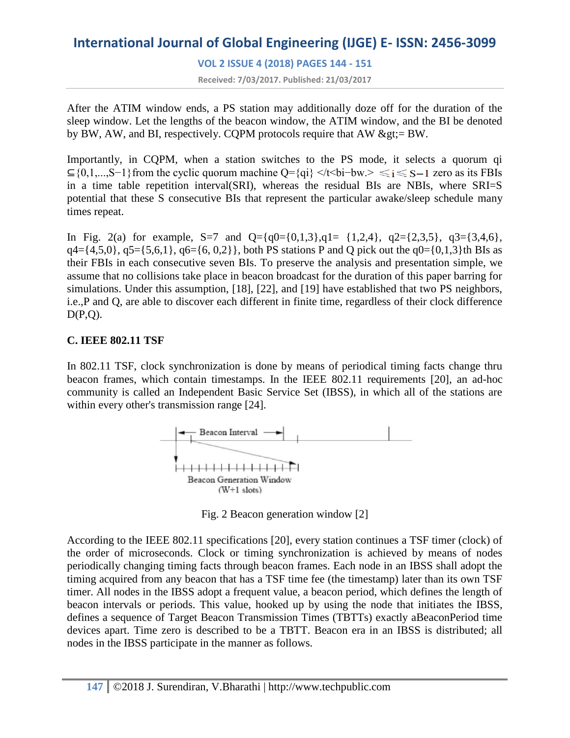After the ATIM window ends, a PS station may additionally doze off for the duration of the sleep window. Let the lengths of the beacon window, the ATIM window, and the BI be denoted by BW, AW, and BI, respectively. CQPM protocols require that AW &gt;= BW.

Importantly, in CQPM, when a station switches to the PS mode, it selects a quorum qi ⊆{0,1,...,S−1}from the cyclic quorum machine Q={qi} </t<bi−bw.> $\leqslant i \leqslant S-1$ zero as its FBIs in a time table repetition interval(SRI), whereas the residual BIs are NBIs, where SRI=S potential that these S consecutive BIs that represent the particular awake/sleep schedule many times repeat.

In Fig. 2(a) for example, S=7 and Q={q0={0,1,3},q1= {1,2,4}, q2={2,3,5}, q3={3,4,6}, q4={4,5,0}, q5={5,6,1}, q6={6, 0,2}}, both PS stations P and Q pick out the q0={0,1,3}th BIs as their FBIs in each consecutive seven BIs. To preserve the analysis and presentation simple, we assume that no collisions take place in beacon broadcast for the duration of this paper barring for simulations. Under this assumption, [18], [22], and [19] have established that two PS neighbors, i.e.,P and Q, are able to discover each different in finite time, regardless of their clock difference D(P,Q).

**C. IEEE 802.11 TSF**

In 802.11 TSF, clock synchronization is done by means of periodical timing facts change thru beacon frames, which contain timestamps. In the IEEE 802.11 requirements [20], an ad-hoc community is called an Independent Basic Service Set (IBSS), in which all of the stations are within every other's transmission range [24].

Fig. 2 Beacon generation window [2]

According to the IEEE 802.11 specifications [20], every station continues a TSF timer (clock) of the order of microseconds. Clock or timing synchronization is achieved by means of nodes periodically changing timing facts through beacon frames. Each node in an IBSS shall adopt the timing acquired from any beacon that has a TSF time fee (the timestamp) later than its own TSF timer. All nodes in the IBSS adopt a frequent value, a beacon period, which defines the length of beacon intervals or periods. This value, hooked up by using the node that initiates the IBSS, defines a sequence of Target Beacon Transmission Times (TBTTs) exactly aBeaconPeriod time devices apart. Time zero is described to be a TBTT. Beacon era in an IBSS is distributed; all nodes in the IBSS participate in the manner as follows.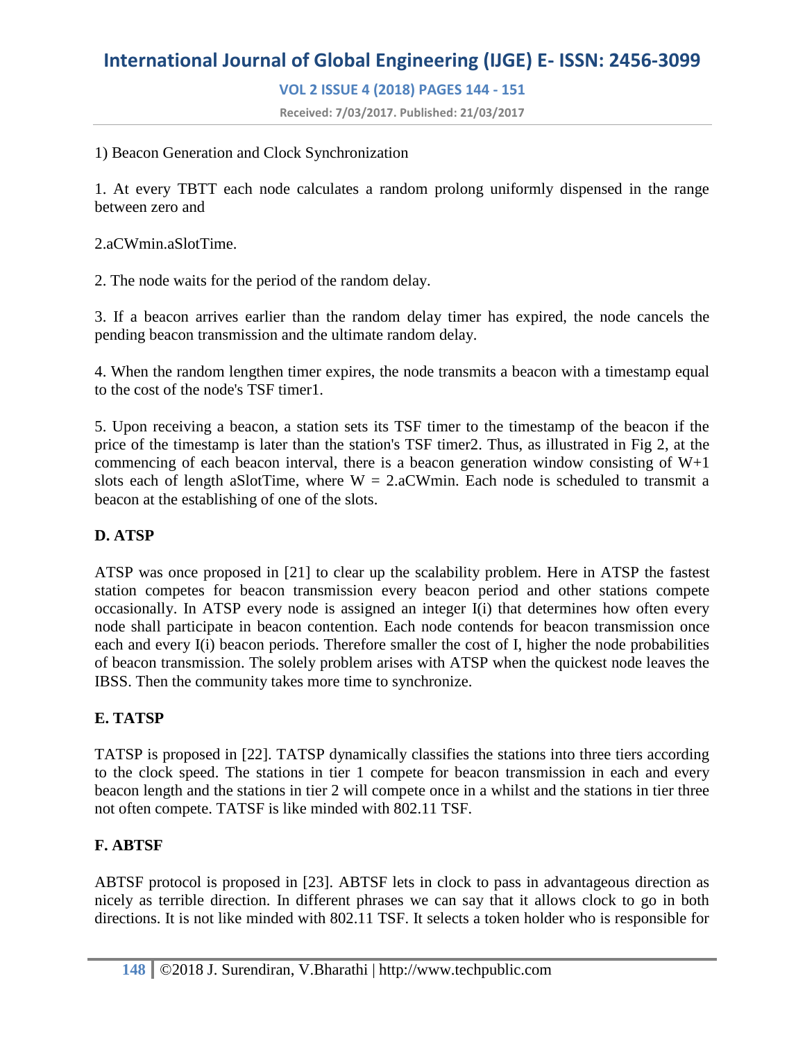1) Beacon Generation and Clock Synchronization

1. At every TBTT each node calculates a random prolong uniformly dispensed in the range between zero and

2.aCWmin.aSlotTime.

2. The node waits for the period of the random delay.

3. If a beacon arrives earlier than the random delay timer has expired, the node cancels the pending beacon transmission and the ultimate random delay.

4. When the random lengthen timer expires, the node transmits a beacon with a timestamp equal to the cost of the node's TSF timer1.

5. Upon receiving a beacon, a station sets its TSF timer to the timestamp of the beacon if the price of the timestamp is later than the station's TSF timer2. Thus, as illustrated in Fig 2, at the commencing of each beacon interval, there is a beacon generation window consisting of W+1 slots each of length aSlotTime, where W = 2.aCWmin. Each node is scheduled to transmit a beacon at the establishing of one of the slots.

**D. ATSP**

ATSP was once proposed in [21] to clear up the scalability problem. Here in ATSP the fastest station competes for beacon transmission every beacon period and other stations compete occasionally. In ATSP every node is assigned an integer I(i) that determines how often every node shall participate in beacon contention. Each node contends for beacon transmission once each and every I(i) beacon periods. Therefore smaller the cost of I, higher the node probabilities of beacon transmission. The solely problem arises with ATSP when the quickest node leaves the IBSS. Then the community takes more time to synchronize.

**E. TATSP**

TATSP is proposed in [22]. TATSP dynamically classifies the stations into three tiers according to the clock speed. The stations in tier 1 compete for beacon transmission in each and every beacon length and the stations in tier 2 will compete once in a whilst and the stations in tier three not often compete. TATSF is like minded with 802.11 TSF.

**F. ABTSF**

ABTSF protocol is proposed in [23]. ABTSF lets in clock to pass in advantageous direction as nicely as terrible direction. In different phrases we can say that it allows clock to go in both directions. It is not like minded with 802.11 TSF. It selects a token holder who is responsible for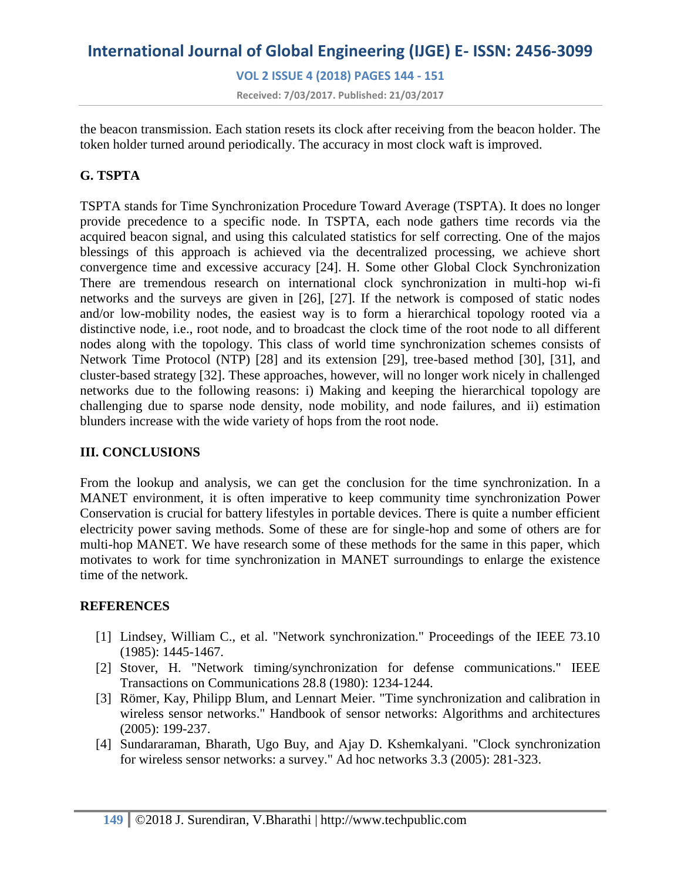the beacon transmission. Each station resets its clock after receiving from the beacon holder. The token holder turned around periodically. The accuracy in most clock waft is improved.

### G. TSPTA

TSPTA stands for Time Synchronization Procedure Toward Average (TSPTA). It does no longer provide precedence to a specific node. In TSPTA, each node gathers time records via the acquired beacon signal, and using this calculated statistics for self correcting. One of the majos blessings of this approach is achieved via the decentralized processing, we achieve short convergence time and excessive accuracy [24]. H. Some other Global Clock Synchronization There are tremendous research on international clock synchronization in multi-hop wi-fi networks and the surveys are given in [26], [27]. If the network is composed of static nodes and/or low-mobility nodes, the easiest way is to form a hierarchical topology rooted via a distinctive node, i.e., root node, and to broadcast the clock time of the root node to all different nodes along with the topology. This class of world time synchronization schemes consists of Network Time Protocol (NTP) [28] and its extension [29], tree-based method [30], [31], and cluster-based strategy [32]. These approaches, however, will no longer work nicely in challenged networks due to the following reasons: i) Making and keeping the hierarchical topology are challenging due to sparse node density, node mobility, and node failures, and ii) estimation blunders increase with the wide variety of hops from the root node.

## III. CONCLUSIONS

From the lookup and analysis, we can get the conclusion for the time synchronization. In a MANET environment, it is often imperative to keep community time synchronization Power Conservation is crucial for battery lifestyles in portable devices. There is quite a number efficient electricity power saving methods. Some of these are for single-hop and some of others are for multi-hop MANET. We have research some of these methods for the same in this paper, which motivates to work for time synchronization in MANET surroundings to enlarge the existence time of the network.

## REFERENCES

[1] Lindsey, William C., et al. "Network synchronization." Proceedings of the IEEE 73.10 (1985): 1445-1467.

[2] Stover, H. "Network timing/synchronization for defense communications." IEEE Transactions on Communications 28.8 (1980): 1234-1244.

[3] Römer, Kay, Philipp Blum, and Lennart Meier. "Time synchronization and calibration in wireless sensor networks." Handbook of sensor networks: Algorithms and architectures (2005): 199-237.

[4] Sundararaman, Bharath, Ugo Buy, and Ajay D. Kshemkalyani. "Clock synchronization for wireless sensor networks: a survey." Ad hoc networks 3.3 (2005): 281-323.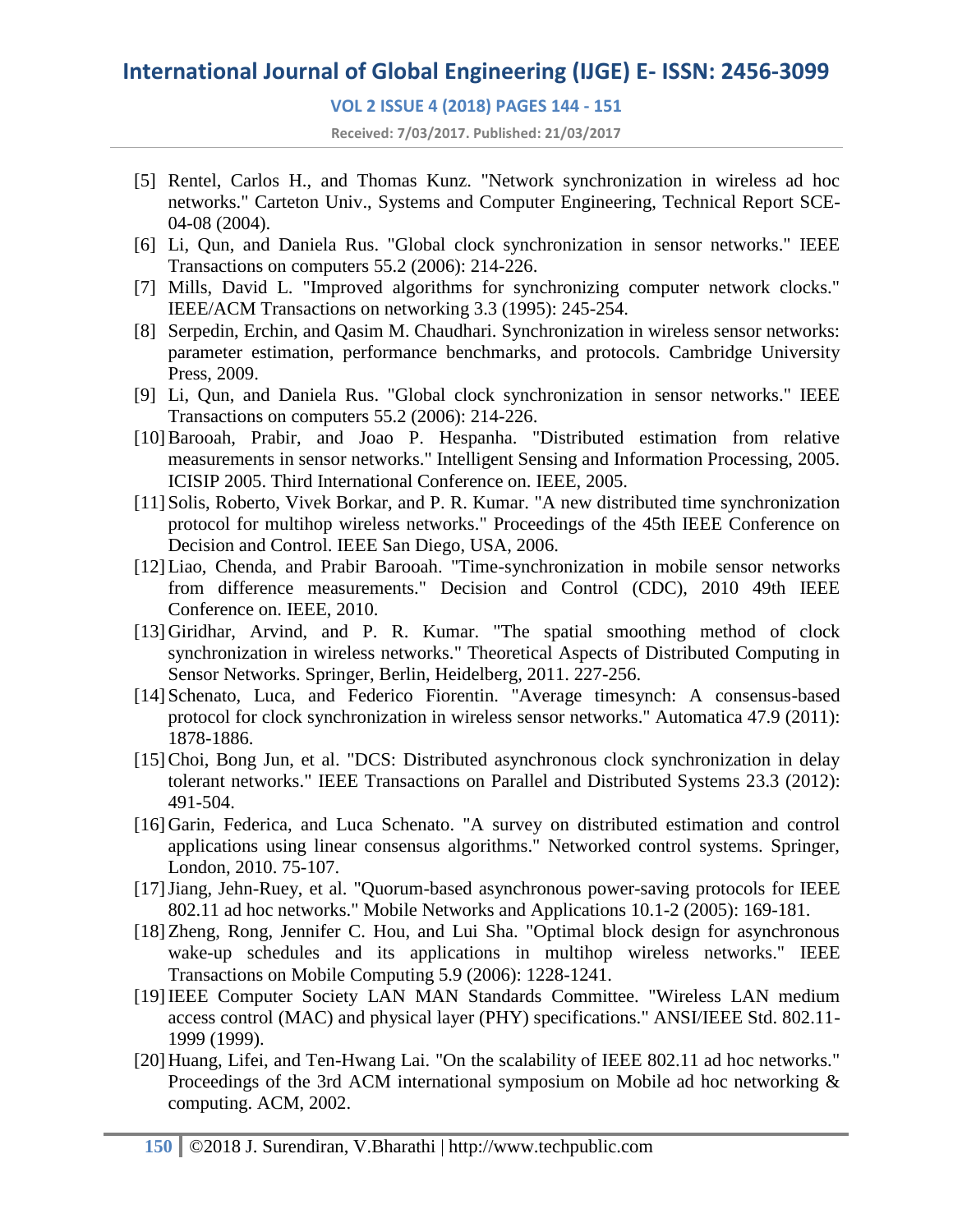[5] Rentel, Carlos H., and Thomas Kunz. "Network synchronization in wireless ad hoc networks." Carteton Univ., Systems and Computer Engineering, Technical Report SCE-04-08 (2004).

[6] Li, Qun, and Daniela Rus. "Global clock synchronization in sensor networks." IEEE Transactions on computers 55.2 (2006): 214-226.

[7] Mills, David L. "Improved algorithms for synchronizing computer network clocks." IEEE/ACM Transactions on networking 3.3 (1995): 245-254.

[8] Serpedin, Erchin, and Qasim M. Chaudhari. Synchronization in wireless sensor networks: parameter estimation, performance benchmarks, and protocols. Cambridge University Press, 2009.

[9] Li, Qun, and Daniela Rus. "Global clock synchronization in sensor networks." IEEE Transactions on computers 55.2 (2006): 214-226.

[10] Barooah, Prabir, and Joao P. Hespanha. "Distributed estimation from relative measurements in sensor networks." Intelligent Sensing and Information Processing, 2005. ICISIP 2005. Third International Conference on. IEEE, 2005.

[11] Solis, Roberto, Vivek Borkar, and P. R. Kumar. "A new distributed time synchronization protocol for multihop wireless networks." Proceedings of the 45th IEEE Conference on Decision and Control. IEEE San Diego, USA, 2006.

[12] Liao, Chenda, and Prabir Barooah. "Time-synchronization in mobile sensor networks from difference measurements." Decision and Control (CDC), 2010 49th IEEE Conference on. IEEE, 2010.

[13] Giridhar, Arvind, and P. R. Kumar. "The spatial smoothing method of clock synchronization in wireless networks." Theoretical Aspects of Distributed Computing in Sensor Networks. Springer, Berlin, Heidelberg, 2011. 227-256.

[14] Schenato, Luca, and Federico Fiorentin. "Average timesynch: A consensus-based protocol for clock synchronization in wireless sensor networks." Automatica 47.9 (2011): 1878-1886.

[15] Choi, Bong Jun, et al. "DCS: Distributed asynchronous clock synchronization in delay tolerant networks." IEEE Transactions on Parallel and Distributed Systems 23.3 (2012): 491-504.

[16] Garin, Federica, and Luca Schenato. "A survey on distributed estimation and control applications using linear consensus algorithms." Networked control systems. Springer, London, 2010. 75-107.

[17] Jiang, Jehn-Ruey, et al. "Quorum-based asynchronous power-saving protocols for IEEE 802.11 ad hoc networks." Mobile Networks and Applications 10.1-2 (2005): 169-181.

[18] Zheng, Rong, Jennifer C. Hou, and Lui Sha. "Optimal block design for asynchronous wake-up schedules and its applications in multihop wireless networks." IEEE Transactions on Mobile Computing 5.9 (2006): 1228-1241.

[19] IEEE Computer Society LAN MAN Standards Committee. "Wireless LAN medium access control (MAC) and physical layer (PHY) specifications." ANSI/IEEE Std. 802.11-1999 (1999).

[20] Huang, Lifei, and Ten-Hwang Lai. "On the scalability of IEEE 802.11 ad hoc networks." Proceedings of the 3rd ACM international symposium on Mobile ad hoc networking & computing. ACM, 2002.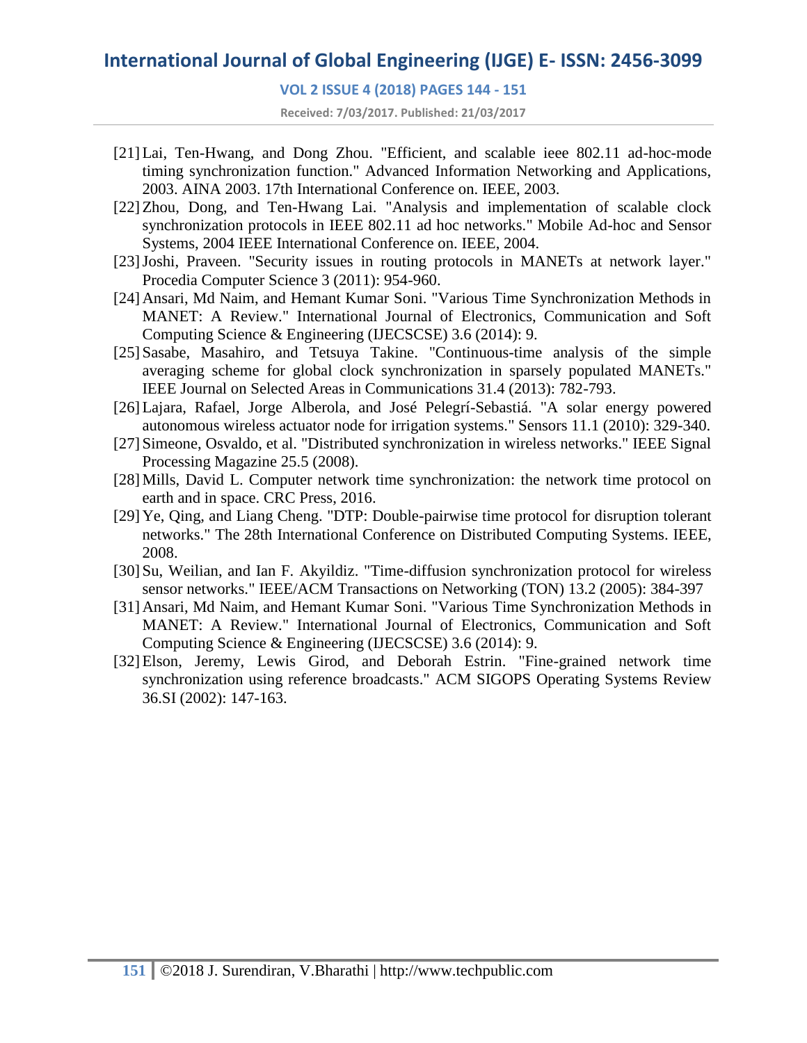[21] Lai, Ten-Hwang, and Dong Zhou. "Efficient, and scalable ieee 802.11 ad-hoc-mode timing synchronization function." Advanced Information Networking and Applications, 2003. AINA 2003. 17th International Conference on. IEEE, 2003.

[22] Zhou, Dong, and Ten-Hwang Lai. "Analysis and implementation of scalable clock synchronization protocols in IEEE 802.11 ad hoc networks." Mobile Ad-hoc and Sensor Systems, 2004 IEEE International Conference on. IEEE, 2004.

[23] Joshi, Praveen. "Security issues in routing protocols in MANETs at network layer." Procedia Computer Science 3 (2011): 954-960.

[24] Ansari, Md Naim, and Hemant Kumar Soni. "Various Time Synchronization Methods in MANET: A Review." International Journal of Electronics, Communication and Soft Computing Science & Engineering (IJECSCSE) 3.6 (2014): 9.

[25] Sasabe, Masahiro, and Tetsuya Takine. "Continuous-time analysis of the simple averaging scheme for global clock synchronization in sparsely populated MANETs." IEEE Journal on Selected Areas in Communications 31.4 (2013): 782-793.

[26] Lajara, Rafael, Jorge Alberola, and José Pelegrí-Sebastiá. "A solar energy powered autonomous wireless actuator node for irrigation systems." Sensors 11.1 (2010): 329-340.

[27] Simeone, Osvaldo, et al. "Distributed synchronization in wireless networks." IEEE Signal Processing Magazine 25.5 (2008).

[28] Mills, David L. Computer network time synchronization: the network time protocol on earth and in space. CRC Press, 2016.

[29] Ye, Qing, and Liang Cheng. "DTP: Double-pairwise time protocol for disruption tolerant networks." The 28th International Conference on Distributed Computing Systems. IEEE, 2008.

[30] Su, Weilian, and Ian F. Akyildiz. "Time-diffusion synchronization protocol for wireless sensor networks." IEEE/ACM Transactions on Networking (TON) 13.2 (2005): 384-397

[31] Ansari, Md Naim, and Hemant Kumar Soni. "Various Time Synchronization Methods in MANET: A Review." International Journal of Electronics, Communication and Soft Computing Science & Engineering (IJECSCSE) 3.6 (2014): 9.

[32] Elson, Jeremy, Lewis Girod, and Deborah Estrin. "Fine-grained network time synchronization using reference broadcasts." ACM SIGOPS Operating Systems Review 36.SI (2002): 147-163.